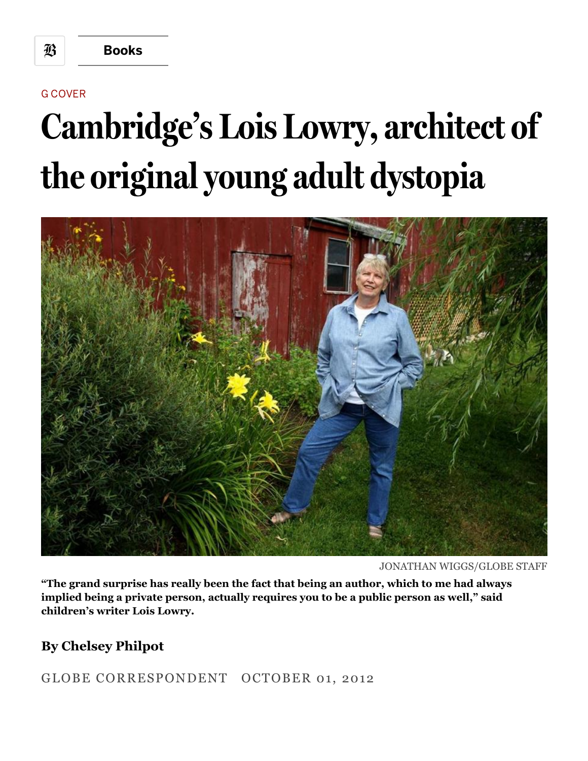Books

G COVER

# Cambridge's Lois Lowry, architect of the original young adult dystopia

JONATHAN WIGGS/GLOBE STAFF

**"The grand surprise has really been the fact that being an author, which to me had always implied being a private person, actually requires you to be a public person as well," said children's writer Lois Lowry.**

**By Chelsey Philpot**

GLOBE CORRESPONDENT OCTOBER 01, 2012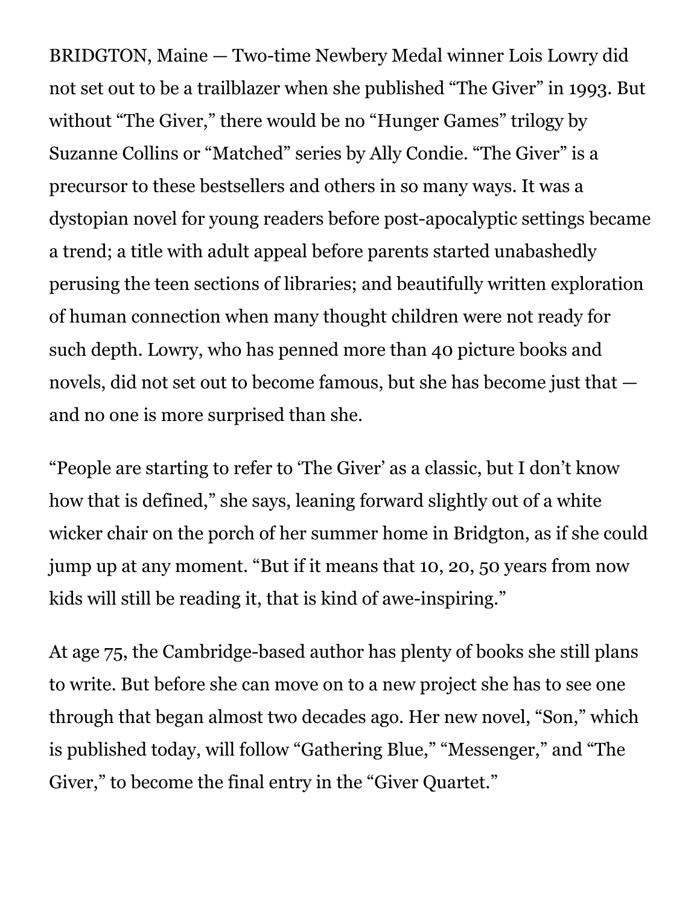BRIDGTON, Maine — Two-time Newbery Medal winner Lois Lowry did not set out to be a trailblazer when she published "The Giver" in 1993. But without "The Giver," there would be no "Hunger Games" trilogy by Suzanne Collins or "Matched" series by Ally Condie. "The Giver" is a precursor to these bestsellers and others in so many ways. It was a dystopian novel for young readers before post-apocalyptic settings became a trend; a title with adult appeal before parents started unabashedly perusing the teen sections of libraries; and beautifully written exploration of human connection when many thought children were not ready for such depth. Lowry, who has penned more than 40 picture books and novels, did not set out to become famous, but she has become just that — and no one is more surprised than she.

"People are starting to refer to 'The Giver' as a classic, but I don't know how that is defined," she says, leaning forward slightly out of a white wicker chair on the porch of her summer home in Bridgton, as if she could jump up at any moment. "But if it means that 10, 20, 50 years from now kids will still be reading it, that is kind of awe-inspiring."

At age 75, the Cambridge-based author has plenty of books she still plans to write. But before she can move on to a new project she has to see one through that began almost two decades ago. Her new novel, "Son," which is published today, will follow "Gathering Blue," "Messenger," and "The Giver," to become the final entry in the "Giver Quartet."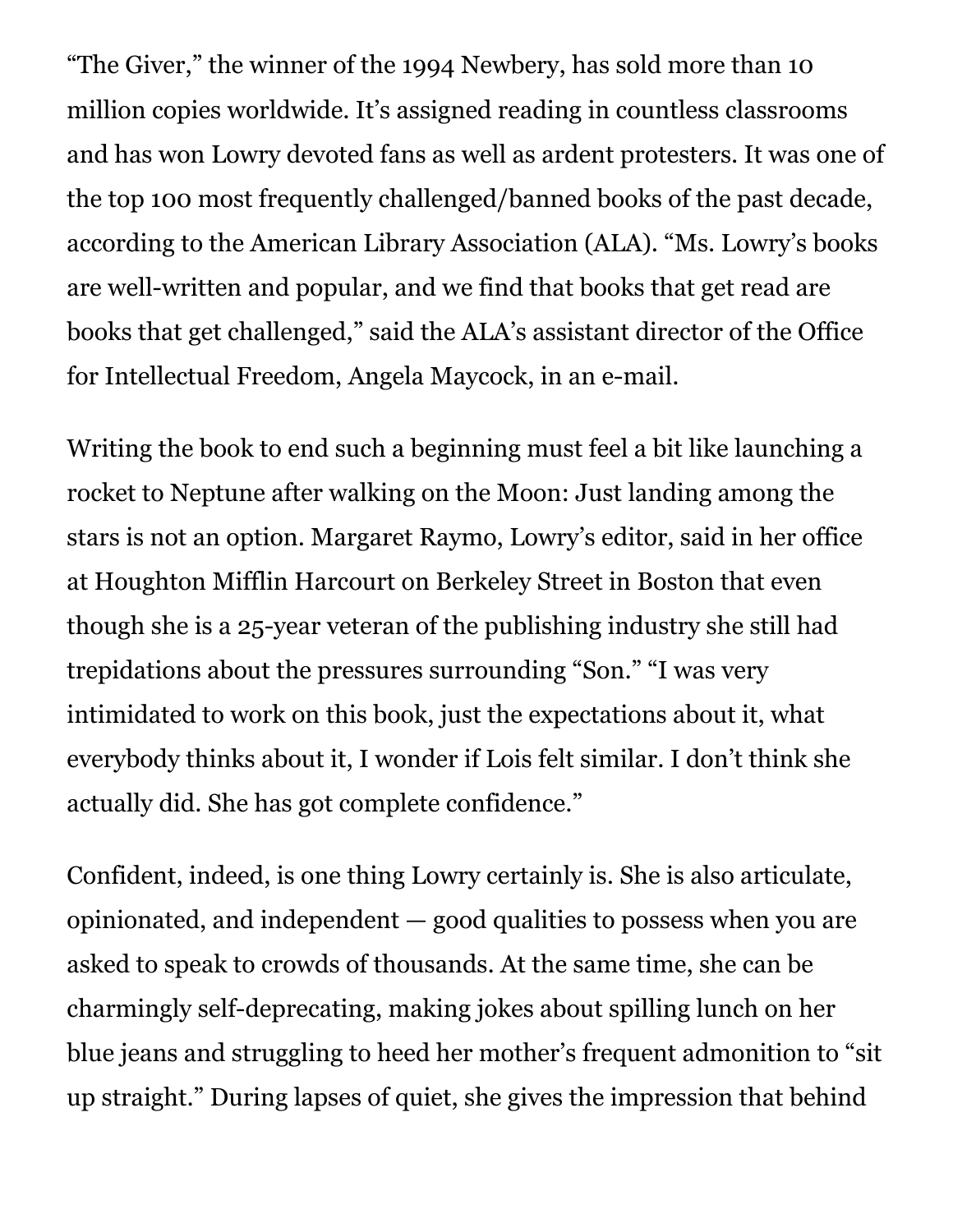"The Giver," the winner of the 1994 Newbery, has sold more than 10 million copies worldwide. It's assigned reading in countless classrooms and has won Lowry devoted fans as well as ardent protesters. It was one of the top 100 most frequently challenged/banned books of the past decade, according to the American Library Association (ALA). "Ms. Lowry's books are well-written and popular, and we find that books that get read are books that get challenged," said the ALA's assistant director of the Office for Intellectual Freedom, Angela Maycock, in an e-mail.

Writing the book to end such a beginning must feel a bit like launching a rocket to Neptune after walking on the Moon: Just landing among the stars is not an option. Margaret Raymo, Lowry's editor, said in her office at Houghton Mifflin Harcourt on Berkeley Street in Boston that even though she is a 25-year veteran of the publishing industry she still had trepidations about the pressures surrounding "Son." "I was very intimidated to work on this book, just the expectations about it, what everybody thinks about it, I wonder if Lois felt similar. I don't think she actually did. She has got complete confidence."

Confident, indeed, is one thing Lowry certainly is. She is also articulate, opinionated, and independent — good qualities to possess when you are asked to speak to crowds of thousands. At the same time, she can be charmingly self-deprecating, making jokes about spilling lunch on her blue jeans and struggling to heed her mother's frequent admonition to "sit up straight." During lapses of quiet, she gives the impression that behind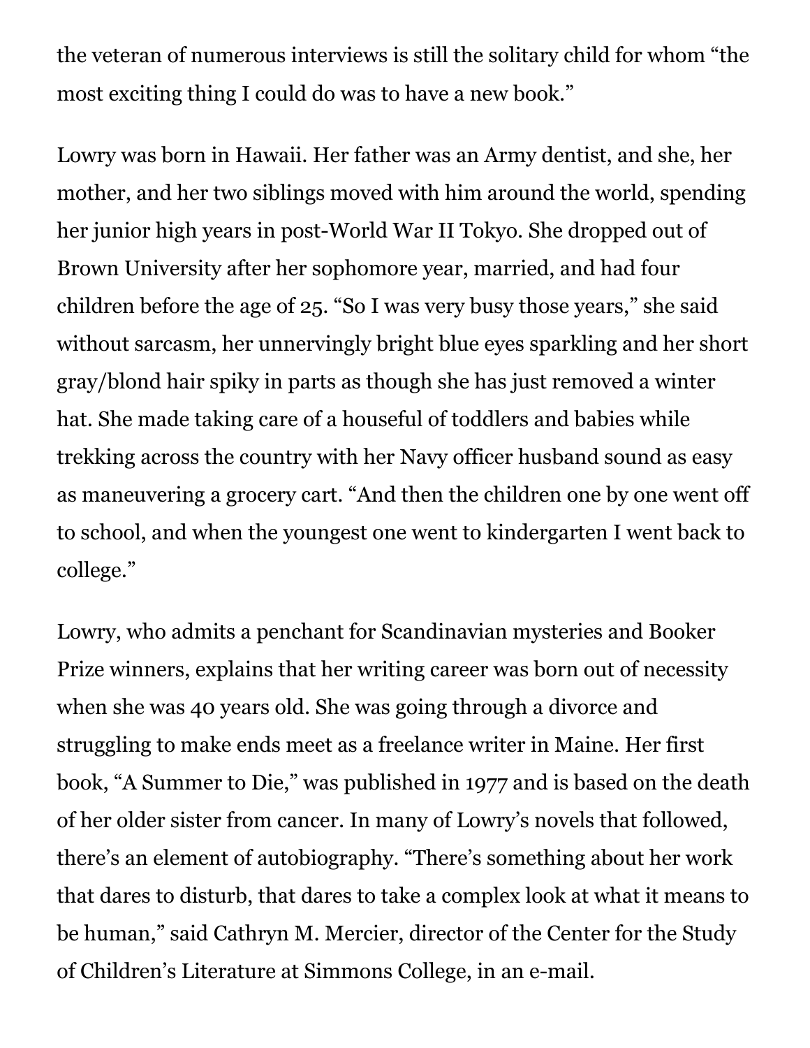the veteran of numerous interviews is still the solitary child for whom "the most exciting thing I could do was to have a new book."

Lowry was born in Hawaii. Her father was an Army dentist, and she, her mother, and her two siblings moved with him around the world, spending her junior high years in post-World War II Tokyo. She dropped out of Brown University after her sophomore year, married, and had four children before the age of 25. "So I was very busy those years," she said without sarcasm, her unnervingly bright blue eyes sparkling and her short gray/blond hair spiky in parts as though she has just removed a winter hat. She made taking care of a houseful of toddlers and babies while trekking across the country with her Navy officer husband sound as easy as maneuvering a grocery cart. "And then the children one by one went off to school, and when the youngest one went to kindergarten I went back to college."

Lowry, who admits a penchant for Scandinavian mysteries and Booker Prize winners, explains that her writing career was born out of necessity when she was 40 years old. She was going through a divorce and struggling to make ends meet as a freelance writer in Maine. Her first book, "A Summer to Die," was published in 1977 and is based on the death of her older sister from cancer. In many of Lowry's novels that followed, there's an element of autobiography. "There's something about her work that dares to disturb, that dares to take a complex look at what it means to be human," said Cathryn M. Mercier, director of the Center for the Study of Children's Literature at Simmons College, in an e-mail.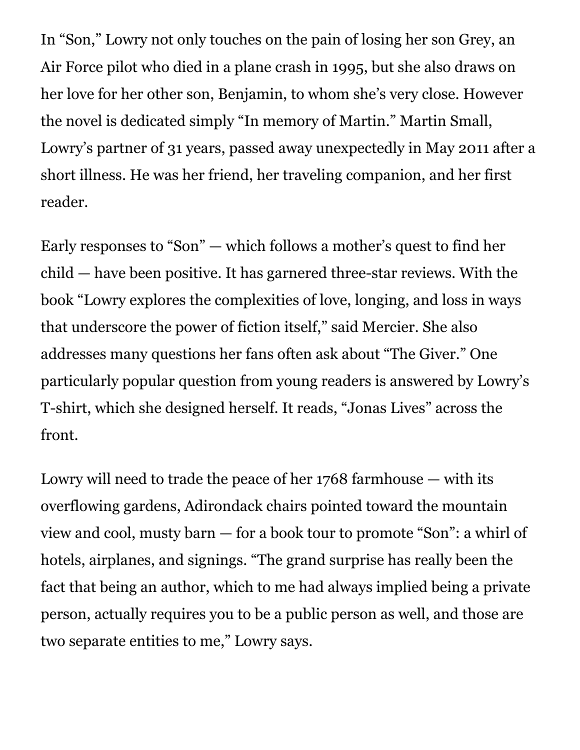In "Son," Lowry not only touches on the pain of losing her son Grey, an Air Force pilot who died in a plane crash in 1995, but she also draws on her love for her other son, Benjamin, to whom she's very close. However the novel is dedicated simply "In memory of Martin." Martin Small, Lowry's partner of 31 years, passed away unexpectedly in May 2011 after a short illness. He was her friend, her traveling companion, and her first reader.

Early responses to "Son" — which follows a mother's quest to find her child — have been positive. It has garnered three-star reviews. With the book "Lowry explores the complexities of love, longing, and loss in ways that underscore the power of fiction itself," said Mercier. She also addresses many questions her fans often ask about "The Giver." One particularly popular question from young readers is answered by Lowry's T-shirt, which she designed herself. It reads, "Jonas Lives" across the front.

Lowry will need to trade the peace of her 1768 farmhouse — with its overflowing gardens, Adirondack chairs pointed toward the mountain view and cool, musty barn — for a book tour to promote "Son": a whirl of hotels, airplanes, and signings. "The grand surprise has really been the fact that being an author, which to me had always implied being a private person, actually requires you to be a public person as well, and those are two separate entities to me," Lowry says.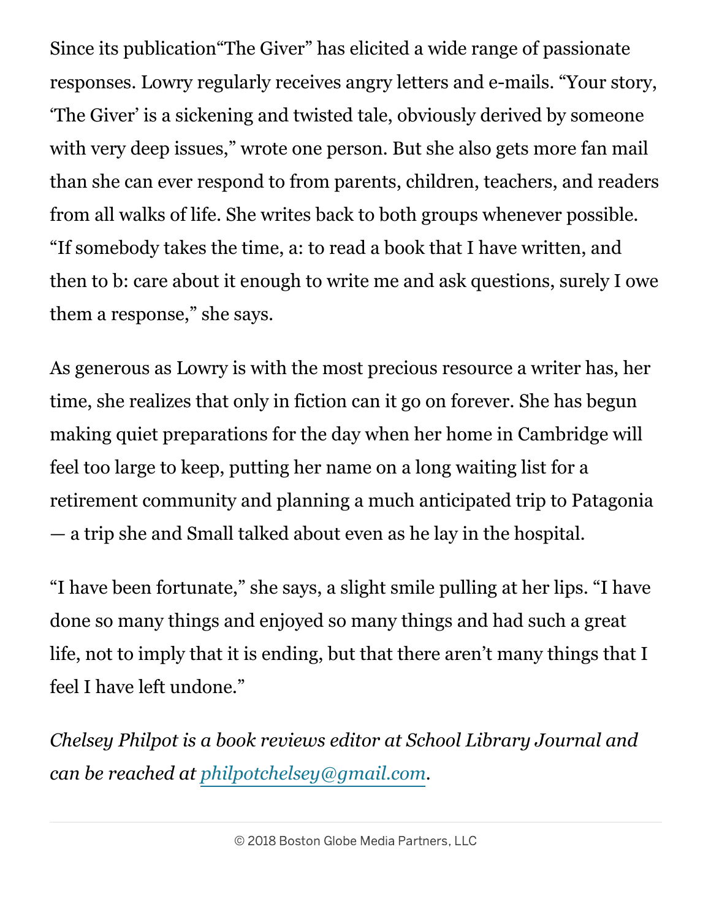Since its publication“The Giver” has elicited a wide range of passionate responses. Lowry regularly receives angry letters and e-mails. “Your story, ‘The Giver’ is a sickening and twisted tale, obviously derived by someone with very deep issues,” wrote one person. But she also gets more fan mail than she can ever respond to from parents, children, teachers, and readers from all walks of life. She writes back to both groups whenever possible. “If somebody takes the time, a: to read a book that I have written, and then to b: care about it enough to write me and ask questions, surely I owe them a response,” she says.

As generous as Lowry is with the most precious resource a writer has, her time, she realizes that only in fiction can it go on forever. She has begun making quiet preparations for the day when her home in Cambridge will feel too large to keep, putting her name on a long waiting list for a retirement community and planning a much anticipated trip to Patagonia — a trip she and Small talked about even as he lay in the hospital.

“I have been fortunate,” she says, a slight smile pulling at her lips. “I have done so many things and enjoyed so many things and had such a great life, not to imply that it is ending, but that there aren’t many things that I feel I have left undone.”

*Chelsey Philpot is a book reviews editor at School Library Journal and can be reached at philpotchelsey@gmail.com.*

© 2018 Boston Globe Media Partners, LLC